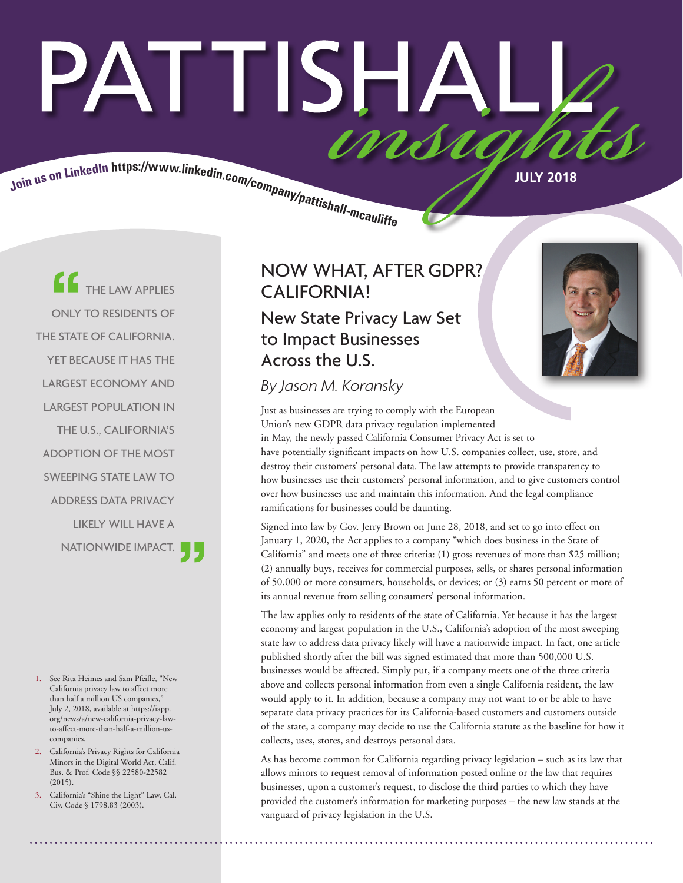# PATTISHALL *insights*

Join us on LinkedIn https://www.linkedin.com/company/pattishall-mcauliffe

JULY 2018

> "THE LAW APPLIES ONLY TO RESIDENTS OF THE STATE OF CALIFORNIA. YET BECAUSE IT HAS THE LARGEST ECONOMY AND LARGEST POPULATION IN THE U.S., CALIFORNIA'S ADOPTION OF THE MOST SWEEPING STATE LAW TO ADDRESS DATA PRIVACY LIKELY WILL HAVE A NATIONWIDE IMPACT."

## NOW WHAT, AFTER GDPR? CALIFORNIA!

### New State Privacy Law Set to Impact Businesses Across the U.S.

*By Jason M. Koransky*

Just as businesses are trying to comply with the European Union's new GDPR data privacy regulation implemented in May, the newly passed California Consumer Privacy Act is set to have potentially significant impacts on how U.S. companies collect, use, store, and destroy their customers' personal data. The law attempts to provide transparency to how businesses use their customers' personal information, and to give customers control over how businesses use and maintain this information. And the legal compliance ramifications for businesses could be daunting.

Signed into law by Gov. Jerry Brown on June 28, 2018, and set to go into effect on January 1, 2020, the Act applies to a company "which does business in the State of California" and meets one of three criteria: (1) gross revenues of more than $25 million; (2) annually buys, receives for commercial purposes, sells, or shares personal information of 50,000 or more consumers, households, or devices; or (3) earns 50 percent or more of its annual revenue from selling consumers' personal information.

The law applies only to residents of the state of California. Yet because it has the largest economy and largest population in the U.S., California's adoption of the most sweeping state law to address data privacy likely will have a nationwide impact. In fact, one article published shortly after the bill was signed estimated that more than 500,000 U.S. businesses would be affected. Simply put, if a company meets one of the three criteria above and collects personal information from even a single California resident, the law would apply to it. In addition, because a company may not want to or be able to have separate data privacy practices for its California-based customers and customers outside of the state, a company may decide to use the California statute as the baseline for how it collects, uses, stores, and destroys personal data.

As has become common for California regarding privacy legislation – such as its law that allows minors to request removal of information posted online or the law that requires businesses, upon a customer's request, to disclose the third parties to which they have provided the customer's information for marketing purposes – the new law stands at the vanguard of privacy legislation in the U.S.

---

1. See Rita Heimes and Sam Pfeifle, "New California privacy law to affect more than half a million US companies," July 2, 2018, available at https://iapp.org/news/a/new-california-privacy-law-to-affect-more-than-half-a-million-us-companies,
2. California's Privacy Rights for California Minors in the Digital World Act, Calif. Bus. & Prof. Code §§ 22580-22582 (2015).
3. California's "Shine the Light" Law, Cal. Civ. Code § 1798.83 (2003).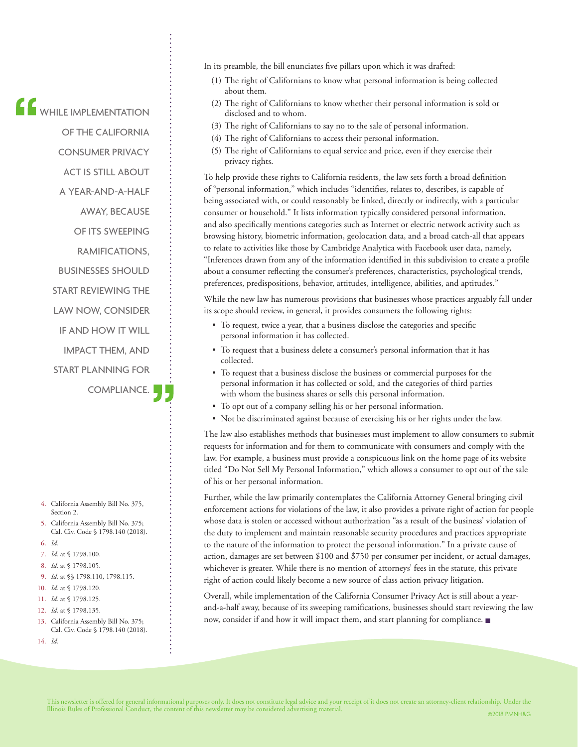> "WHILE IMPLEMENTATION OF THE CALIFORNIA CONSUMER PRIVACY ACT IS STILL ABOUT A YEAR-AND-A-HALF AWAY, BECAUSE OF ITS SWEEPING RAMIFICATIONS, BUSINESSES SHOULD START REVIEWING THE LAW NOW, CONSIDER IF AND HOW IT WILL IMPACT THEM, AND START PLANNING FOR COMPLIANCE."

In its preamble, the bill enunciates five pillars upon which it was drafted:

(1) The right of Californians to know what personal information is being collected about them.
(2) The right of Californians to know whether their personal information is sold or disclosed and to whom.
(3) The right of Californians to say no to the sale of personal information.
(4) The right of Californians to access their personal information.
(5) The right of Californians to equal service and price, even if they exercise their privacy rights.

To help provide these rights to California residents, the law sets forth a broad definition of "personal information," which includes "identifies, relates to, describes, is capable of being associated with, or could reasonably be linked, directly or indirectly, with a particular consumer or household." It lists information typically considered personal information, and also specifically mentions categories such as Internet or electric network activity such as browsing history, biometric information, geolocation data, and a broad catch-all that appears to relate to activities like those by Cambridge Analytica with Facebook user data, namely, "Inferences drawn from any of the information identified in this subdivision to create a profile about a consumer reflecting the consumer's preferences, characteristics, psychological trends, preferences, predispositions, behavior, attitudes, intelligence, abilities, and aptitudes."

While the new law has numerous provisions that businesses whose practices arguably fall under its scope should review, in general, it provides consumers the following rights:

- To request, twice a year, that a business disclose the categories and specific personal information it has collected.
- To request that a business delete a consumer's personal information that it has collected.
- To request that a business disclose the business or commercial purposes for the personal information it has collected or sold, and the categories of third parties with whom the business shares or sells this personal information.
- To opt out of a company selling his or her personal information.
- Not be discriminated against because of exercising his or her rights under the law.

The law also establishes methods that businesses must implement to allow consumers to submit requests for information and for them to communicate with consumers and comply with the law. For example, a business must provide a conspicuous link on the home page of its website titled "Do Not Sell My Personal Information," which allows a consumer to opt out of the sale of his or her personal information.

Further, while the law primarily contemplates the California Attorney General bringing civil enforcement actions for violations of the law, it also provides a private right of action for people whose data is stolen or accessed without authorization "as a result of the business' violation of the duty to implement and maintain reasonable security procedures and practices appropriate to the nature of the information to protect the personal information." In a private cause of action, damages are set between $100 and $750 per consumer per incident, or actual damages, whichever is greater. While there is no mention of attorneys' fees in the statute, this private right of action could likely become a new source of class action privacy litigation.

Overall, while implementation of the California Consumer Privacy Act is still about a year-and-a-half away, because of its sweeping ramifications, businesses should start reviewing the law now, consider if and how it will impact them, and start planning for compliance. ■

4. California Assembly Bill No. 375, Section 2.
5. California Assembly Bill No. 375; Cal. Civ. Code § 1798.140 (2018).
6. *Id.*
7. *Id.* at § 1798.100.
8. *Id.* at § 1798.105.
9. *Id.* at §§ 1798.110, 1798.115.
10. *Id.* at § 1798.120.
11. *Id.* at § 1798.125.
12. *Id.* at § 1798.135.
13. California Assembly Bill No. 375; Cal. Civ. Code § 1798.140 (2018).
14. *Id.*

This newsletter is offered for general informational purposes only. It does not constitute legal advice and your receipt of it does not create an attorney-client relationship. Under the Illinois Rules of Professional Conduct, the content of this newsletter may be considered advertising material.

©2018 PMNH&G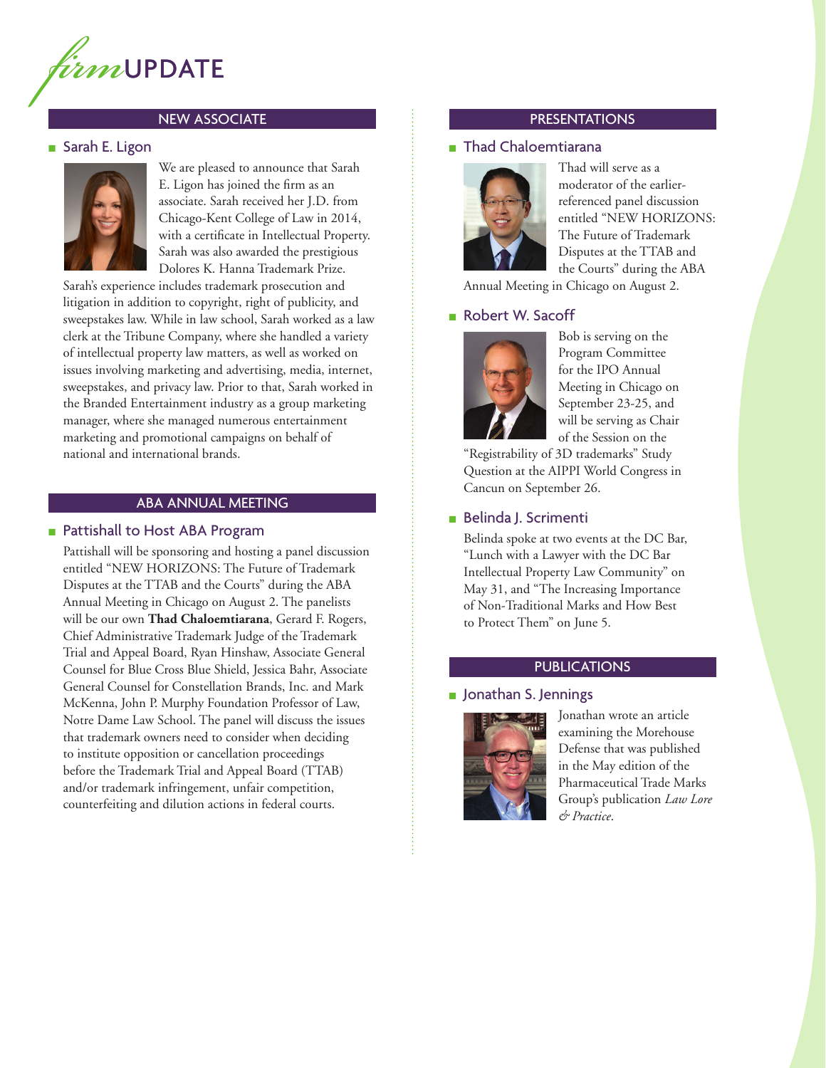# *firm* UPDATE

## NEW ASSOCIATE

### Sarah E. Ligon

We are pleased to announce that Sarah E. Ligon has joined the firm as an associate. Sarah received her J.D. from Chicago-Kent College of Law in 2014, with a certificate in Intellectual Property. Sarah was also awarded the prestigious Dolores K. Hanna Trademark Prize.

Sarah's experience includes trademark prosecution and litigation in addition to copyright, right of publicity, and sweepstakes law. While in law school, Sarah worked as a law clerk at the Tribune Company, where she handled a variety of intellectual property law matters, as well as worked on issues involving marketing and advertising, media, internet, sweepstakes, and privacy law. Prior to that, Sarah worked in the Branded Entertainment industry as a group marketing manager, where she managed numerous entertainment marketing and promotional campaigns on behalf of national and international brands.

## ABA ANNUAL MEETING

### Pattishall to Host ABA Program

Pattishall will be sponsoring and hosting a panel discussion entitled "NEW HORIZONS: The Future of Trademark Disputes at the TTAB and the Courts" during the ABA Annual Meeting in Chicago on August 2. The panelists will be our own **Thad Chaloemtiarana**, Gerard F. Rogers, Chief Administrative Trademark Judge of the Trademark Trial and Appeal Board, Ryan Hinshaw, Associate General Counsel for Blue Cross Blue Shield, Jessica Bahr, Associate General Counsel for Constellation Brands, Inc. and Mark McKenna, John P. Murphy Foundation Professor of Law, Notre Dame Law School. The panel will discuss the issues that trademark owners need to consider when deciding to institute opposition or cancellation proceedings before the Trademark Trial and Appeal Board (TTAB) and/or trademark infringement, unfair competition, counterfeiting and dilution actions in federal courts.

## PRESENTATIONS

### Thad Chaloemtiarana

Thad will serve as a moderator of the earlier-referenced panel discussion entitled "NEW HORIZONS: The Future of Trademark Disputes at the TTAB and the Courts" during the ABA Annual Meeting in Chicago on August 2.

### Robert W. Sacoff

Bob is serving on the Program Committee for the IPO Annual Meeting in Chicago on September 23-25, and will be serving as Chair of the Session on the "Registrability of 3D trademarks" Study Question at the AIPPI World Congress in Cancun on September 26.

### Belinda J. Scrimenti

Belinda spoke at two events at the DC Bar, "Lunch with a Lawyer with the DC Bar Intellectual Property Law Community" on May 31, and "The Increasing Importance of Non-Traditional Marks and How Best to Protect Them" on June 5.

## PUBLICATIONS

### Jonathan S. Jennings

Jonathan wrote an article examining the Morehouse Defense that was published in the May edition of the Pharmaceutical Trade Marks Group's publication *Law Lore & Practice*.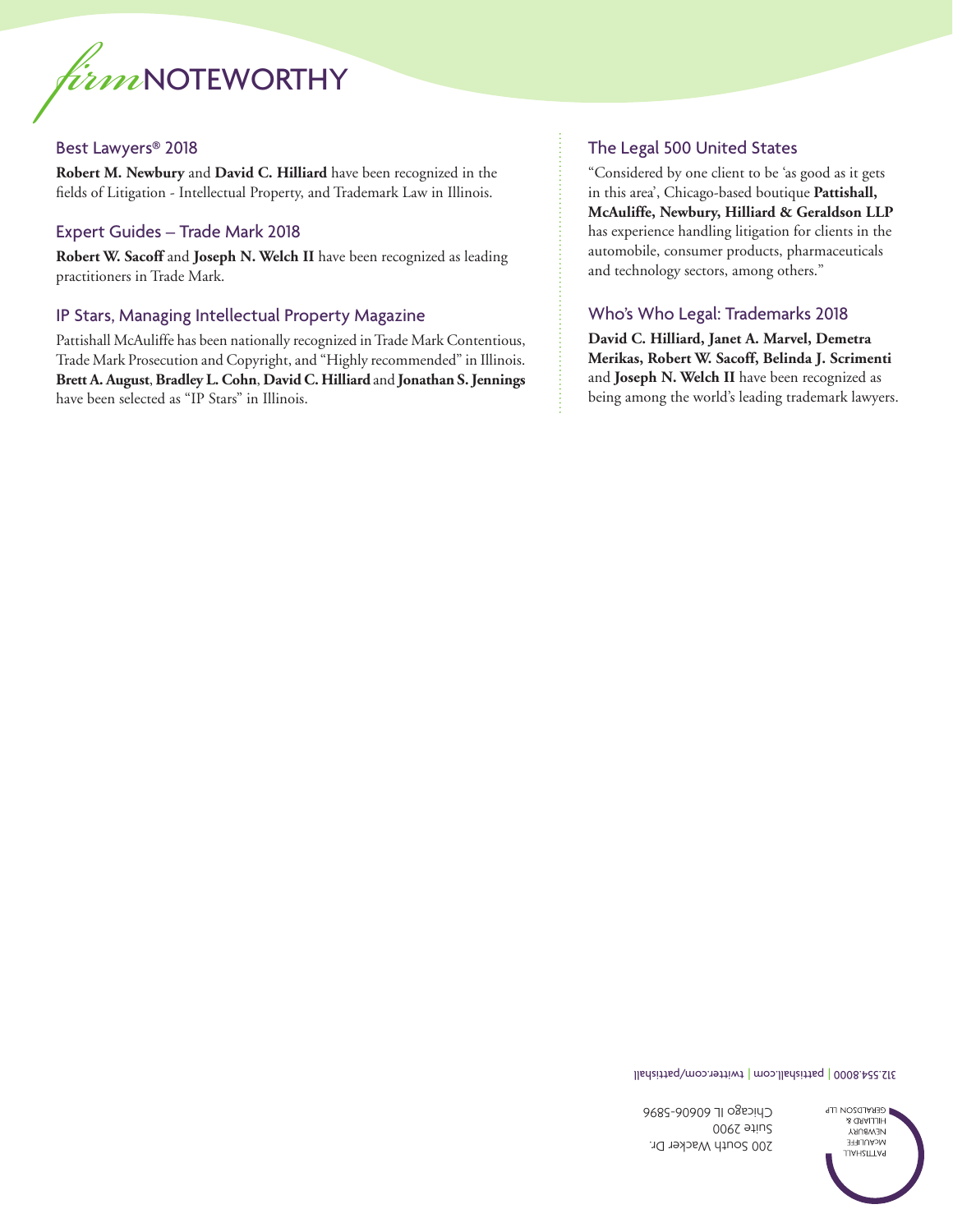# *firm*NOTEWORTHY

## Best Lawyers® 2018

**Robert M. Newbury** and **David C. Hilliard** have been recognized in the fields of Litigation - Intellectual Property, and Trademark Law in Illinois.

## Expert Guides – Trade Mark 2018

**Robert W. Sacoff** and **Joseph N. Welch II** have been recognized as leading practitioners in Trade Mark.

## IP Stars, Managing Intellectual Property Magazine

Pattishall McAuliffe has been nationally recognized in Trade Mark Contentious, Trade Mark Prosecution and Copyright, and "Highly recommended" in Illinois. **Brett A. August**, **Bradley L. Cohn**, **David C. Hilliard** and **Jonathan S. Jennings** have been selected as "IP Stars" in Illinois.

## The Legal 500 United States

"Considered by one client to be 'as good as it gets in this area', Chicago-based boutique **Pattishall, McAuliffe, Newbury, Hilliard & Geraldson LLP** has experience handling litigation for clients in the automobile, consumer products, pharmaceuticals and technology sectors, among others."

## Who's Who Legal: Trademarks 2018

**David C. Hilliard, Janet A. Marvel, Demetra Merikas, Robert W. Sacoff, Belinda J. Scrimenti** and **Joseph N. Welch II** have been recognized as being among the world's leading trademark lawyers.

312.554.8000 | pattishall.com | twitter.com/pattishall

PATTISHALL
McAULIFFE
NEWBURY
HILLIARD &
GERALDSON LLP

200 South Wacker Dr.
Suite 2900
Chicago IL 60606-5896